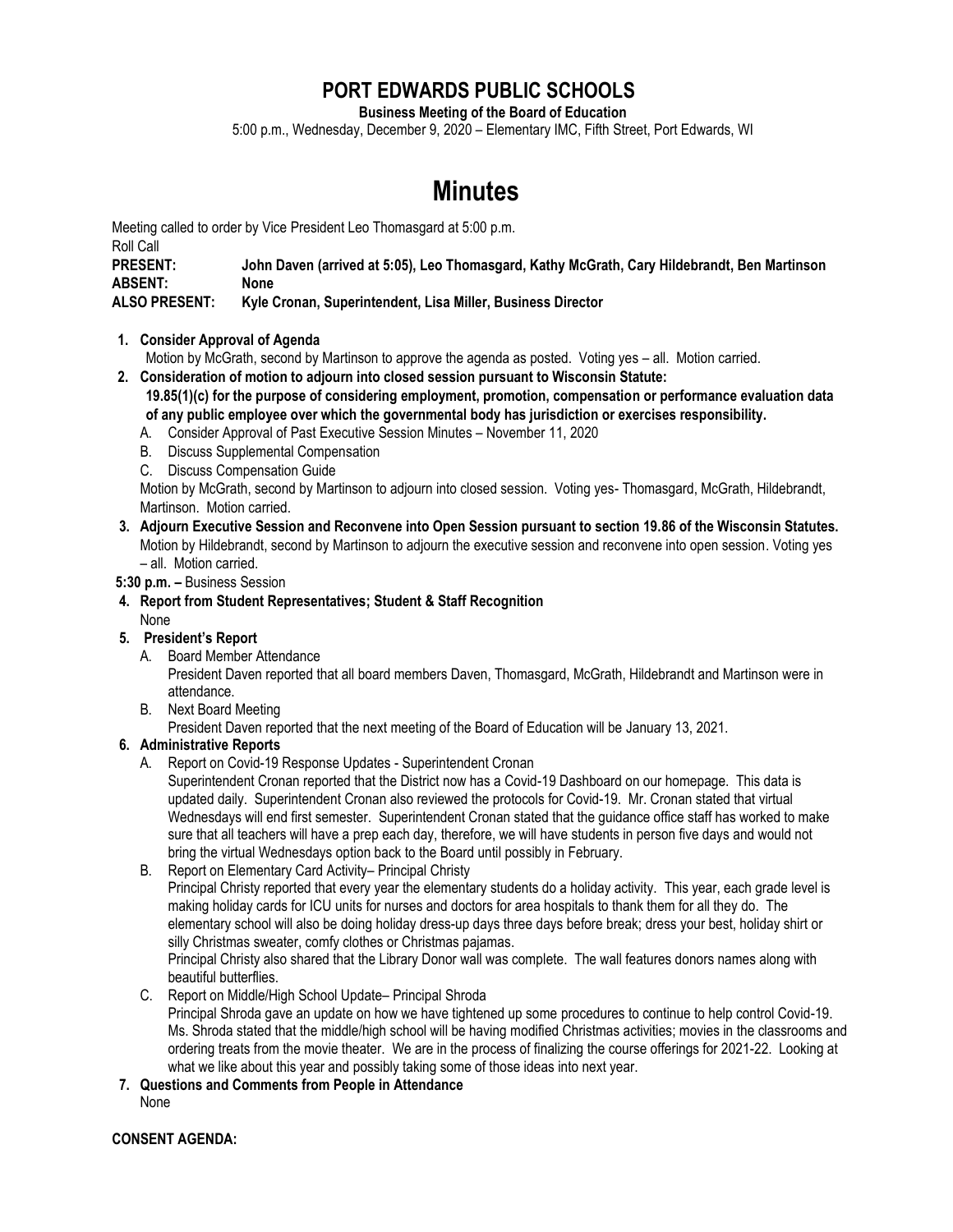# PORT EDWARDS PUBLIC SCHOOLS

**Business Meeting of the Board of Education**

5:00 p.m., Wednesday, December 9, 2020 – Elementary IMC, Fifth Street, Port Edwards, WI

# Minutes

Meeting called to order by Vice President Leo Thomasgard at 5:00 p.m.

Roll Call

**PRESENT:** **John Daven (arrived at 5:05), Leo Thomasgard, Kathy McGrath, Cary Hildebrandt, Ben Martinson**
**ABSENT:** **None**
**ALSO PRESENT:** **Kyle Cronan, Superintendent, Lisa Miller, Business Director**

1. **Consider Approval of Agenda**
   Motion by McGrath, second by Martinson to approve the agenda as posted. Voting yes – all. Motion carried.
2. **Consideration of motion to adjourn into closed session pursuant to Wisconsin Statute: 19.85(1)(c) for the purpose of considering employment, promotion, compensation or performance evaluation data of any public employee over which the governmental body has jurisdiction or exercises responsibility.**
   A. Consider Approval of Past Executive Session Minutes – November 11, 2020
   B. Discuss Supplemental Compensation
   C. Discuss Compensation Guide
   Motion by McGrath, second by Martinson to adjourn into closed session. Voting yes- Thomasgard, McGrath, Hildebrandt, Martinson. Motion carried.
3. **Adjourn Executive Session and Reconvene into Open Session pursuant to section 19.86 of the Wisconsin Statutes.**
   Motion by Hildebrandt, second by Martinson to adjourn the executive session and reconvene into open session. Voting yes – all. Motion carried.

**5:30 p.m. –** Business Session

4. **Report from Student Representatives; Student & Staff Recognition**
   None
5. **President's Report**
   A. Board Member Attendance
   President Daven reported that all board members Daven, Thomasgard, McGrath, Hildebrandt and Martinson were in attendance.
   B. Next Board Meeting
   President Daven reported that the next meeting of the Board of Education will be January 13, 2021.
6. **Administrative Reports**
   A. Report on Covid-19 Response Updates - Superintendent Cronan
   Superintendent Cronan reported that the District now has a Covid-19 Dashboard on our homepage. This data is updated daily. Superintendent Cronan also reviewed the protocols for Covid-19. Mr. Cronan stated that virtual Wednesdays will end first semester. Superintendent Cronan stated that the guidance office staff has worked to make sure that all teachers will have a prep each day, therefore, we will have students in person five days and would not bring the virtual Wednesdays option back to the Board until possibly in February.
   B. Report on Elementary Card Activity– Principal Christy
   Principal Christy reported that every year the elementary students do a holiday activity. This year, each grade level is making holiday cards for ICU units for nurses and doctors for area hospitals to thank them for all they do. The elementary school will also be doing holiday dress-up days three days before break; dress your best, holiday shirt or silly Christmas sweater, comfy clothes or Christmas pajamas.
   Principal Christy also shared that the Library Donor wall was complete. The wall features donors names along with beautiful butterflies.
   C. Report on Middle/High School Update– Principal Shroda
   Principal Shroda gave an update on how we have tightened up some procedures to continue to help control Covid-19. Ms. Shroda stated that the middle/high school will be having modified Christmas activities; movies in the classrooms and ordering treats from the movie theater. We are in the process of finalizing the course offerings for 2021-22. Looking at what we like about this year and possibly taking some of those ideas into next year.
7. **Questions and Comments from People in Attendance**
   None

**CONSENT AGENDA:**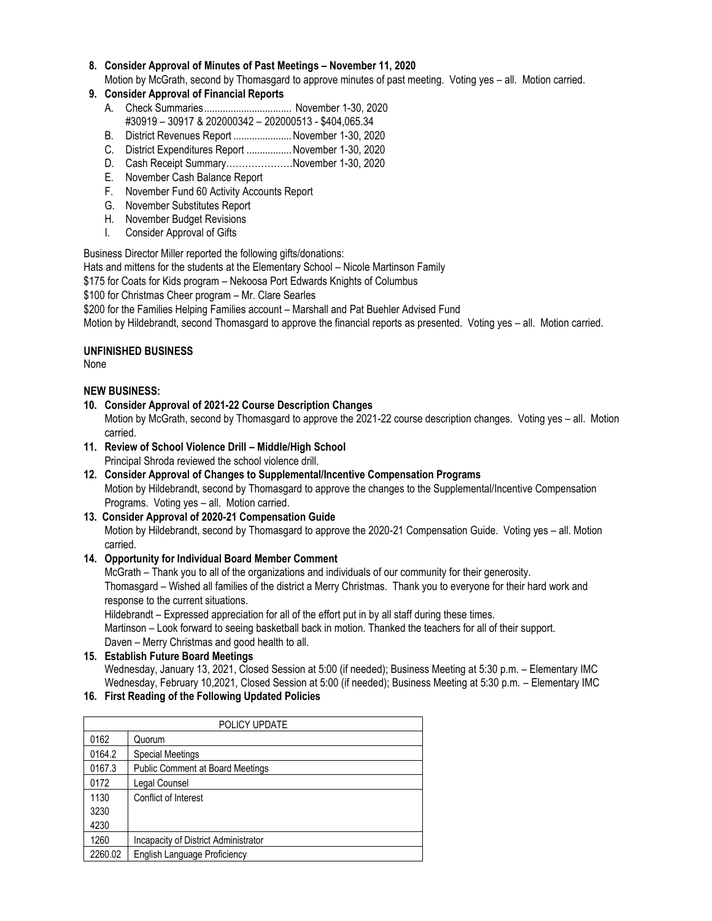**8. Consider Approval of Minutes of Past Meetings – November 11, 2020**

Motion by McGrath, second by Thomasgard to approve minutes of past meeting. Voting yes – all. Motion carried.

**9. Consider Approval of Financial Reports**

A. Check Summaries................................. November 1-30, 2020
   #30919 – 30917 & 202000342 – 202000513 - $404,065.34

B. District Revenues Report ...................... November 1-30, 2020

C. District Expenditures Report ................. November 1-30, 2020

D. Cash Receipt Summary………………….November 1-30, 2020

E. November Cash Balance Report

F. November Fund 60 Activity Accounts Report

G. November Substitutes Report

H. November Budget Revisions

I. Consider Approval of Gifts

Business Director Miller reported the following gifts/donations:

Hats and mittens for the students at the Elementary School – Nicole Martinson Family

$175 for Coats for Kids program – Nekoosa Port Edwards Knights of Columbus

$100 for Christmas Cheer program – Mr. Clare Searles

$200 for the Families Helping Families account – Marshall and Pat Buehler Advised Fund

Motion by Hildebrandt, second Thomasgard to approve the financial reports as presented. Voting yes – all. Motion carried.

**UNFINISHED BUSINESS**

None

**NEW BUSINESS:**

**10. Consider Approval of 2021-22 Course Description Changes**

Motion by McGrath, second by Thomasgard to approve the 2021-22 course description changes. Voting yes – all. Motion carried.

**11. Review of School Violence Drill – Middle/High School**

Principal Shroda reviewed the school violence drill.

**12. Consider Approval of Changes to Supplemental/Incentive Compensation Programs**

Motion by Hildebrandt, second by Thomasgard to approve the changes to the Supplemental/Incentive Compensation Programs. Voting yes – all. Motion carried.

**13. Consider Approval of 2020-21 Compensation Guide**

Motion by Hildebrandt, second by Thomasgard to approve the 2020-21 Compensation Guide. Voting yes – all. Motion carried.

**14. Opportunity for Individual Board Member Comment**

McGrath – Thank you to all of the organizations and individuals of our community for their generosity.

Thomasgard – Wished all families of the district a Merry Christmas. Thank you to everyone for their hard work and response to the current situations.

Hildebrandt – Expressed appreciation for all of the effort put in by all staff during these times.

Martinson – Look forward to seeing basketball back in motion. Thanked the teachers for all of their support.

Daven – Merry Christmas and good health to all.

**15. Establish Future Board Meetings**

Wednesday, January 13, 2021, Closed Session at 5:00 (if needed); Business Meeting at 5:30 p.m. – Elementary IMC

Wednesday, February 10,2021, Closed Session at 5:00 (if needed); Business Meeting at 5:30 p.m. – Elementary IMC

**16. First Reading of the Following Updated Policies**

| POLICY UPDATE | |
|---|---|
| 0162 | Quorum |
| 0164.2 | Special Meetings |
| 0167.3 | Public Comment at Board Meetings |
| 0172 | Legal Counsel |
| 1130<br>3230<br>4230 | Conflict of Interest |
| 1260 | Incapacity of District Administrator |
| 2260.02 | English Language Proficiency |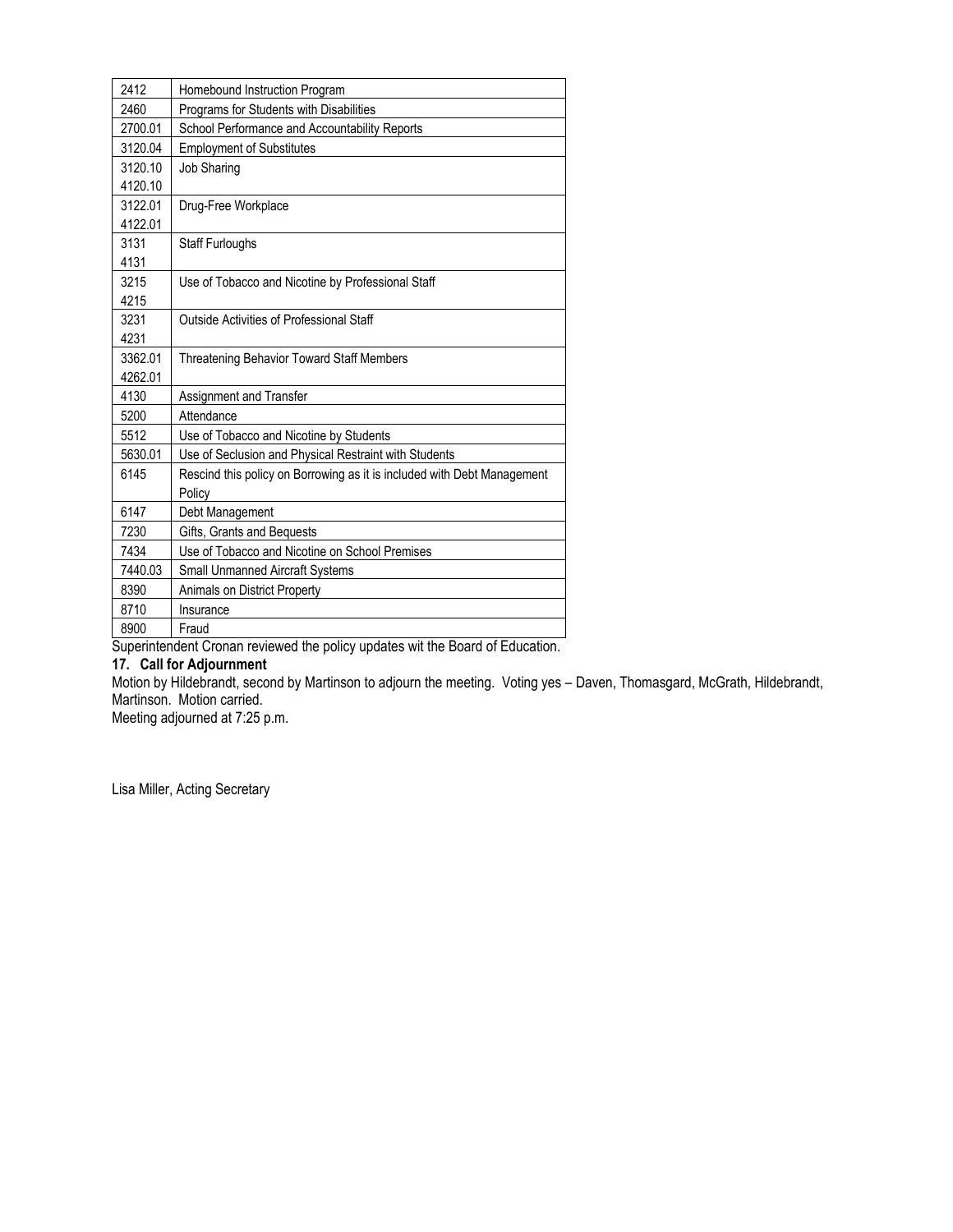| | |
|---|---|
| 2412 | Homebound Instruction Program |
| 2460 | Programs for Students with Disabilities |
| 2700.01 | School Performance and Accountability Reports |
| 3120.04 | Employment of Substitutes |
| 3120.10<br>4120.10 | Job Sharing |
| 3122.01<br>4122.01 | Drug-Free Workplace |
| 3131<br>4131 | Staff Furloughs |
| 3215<br>4215 | Use of Tobacco and Nicotine by Professional Staff |
| 3231<br>4231 | Outside Activities of Professional Staff |
| 3362.01<br>4262.01 | Threatening Behavior Toward Staff Members |
| 4130 | Assignment and Transfer |
| 5200 | Attendance |
| 5512 | Use of Tobacco and Nicotine by Students |
| 5630.01 | Use of Seclusion and Physical Restraint with Students |
| 6145 | Rescind this policy on Borrowing as it is included with Debt Management Policy |
| 6147 | Debt Management |
| 7230 | Gifts, Grants and Bequests |
| 7434 | Use of Tobacco and Nicotine on School Premises |
| 7440.03 | Small Unmanned Aircraft Systems |
| 8390 | Animals on District Property |
| 8710 | Insurance |
| 8900 | Fraud |

Superintendent Cronan reviewed the policy updates wit the Board of Education.

**17. Call for Adjournment**

Motion by Hildebrandt, second by Martinson to adjourn the meeting. Voting yes – Daven, Thomasgard, McGrath, Hildebrandt, Martinson. Motion carried.

Meeting adjourned at 7:25 p.m.

Lisa Miller, Acting Secretary